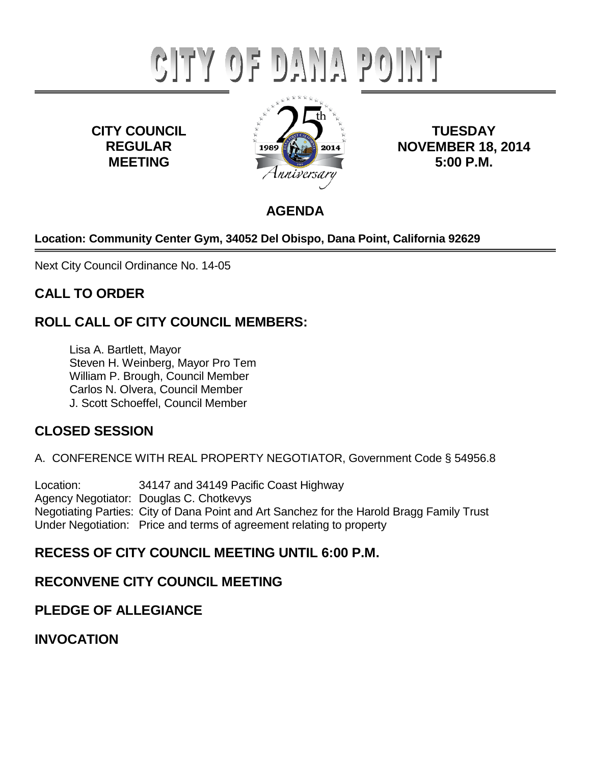# CITY OF DANA POINT

**CITY COUNCIL REGULAR MEETING**

**TUESDAY NOVEMBER 18, 2014 5:00 P.M.**

25th Anniversary 1989 2014

## AGENDA

**Location: Community Center Gym, 34052 Del Obispo, Dana Point, California 92629**

Next City Council Ordinance No. 14-05

## CALL TO ORDER

## ROLL CALL OF CITY COUNCIL MEMBERS:

Lisa A. Bartlett, Mayor
Steven H. Weinberg, Mayor Pro Tem
William P. Brough, Council Member
Carlos N. Olvera, Council Member
J. Scott Schoeffel, Council Member

## CLOSED SESSION

A. CONFERENCE WITH REAL PROPERTY NEGOTIATOR, Government Code § 54956.8

Location: 34147 and 34149 Pacific Coast Highway
Agency Negotiator: Douglas C. Chotkevys
Negotiating Parties: City of Dana Point and Art Sanchez for the Harold Bragg Family Trust
Under Negotiation: Price and terms of agreement relating to property

## RECESS OF CITY COUNCIL MEETING UNTIL 6:00 P.M.

## RECONVENE CITY COUNCIL MEETING

## PLEDGE OF ALLEGIANCE

## INVOCATION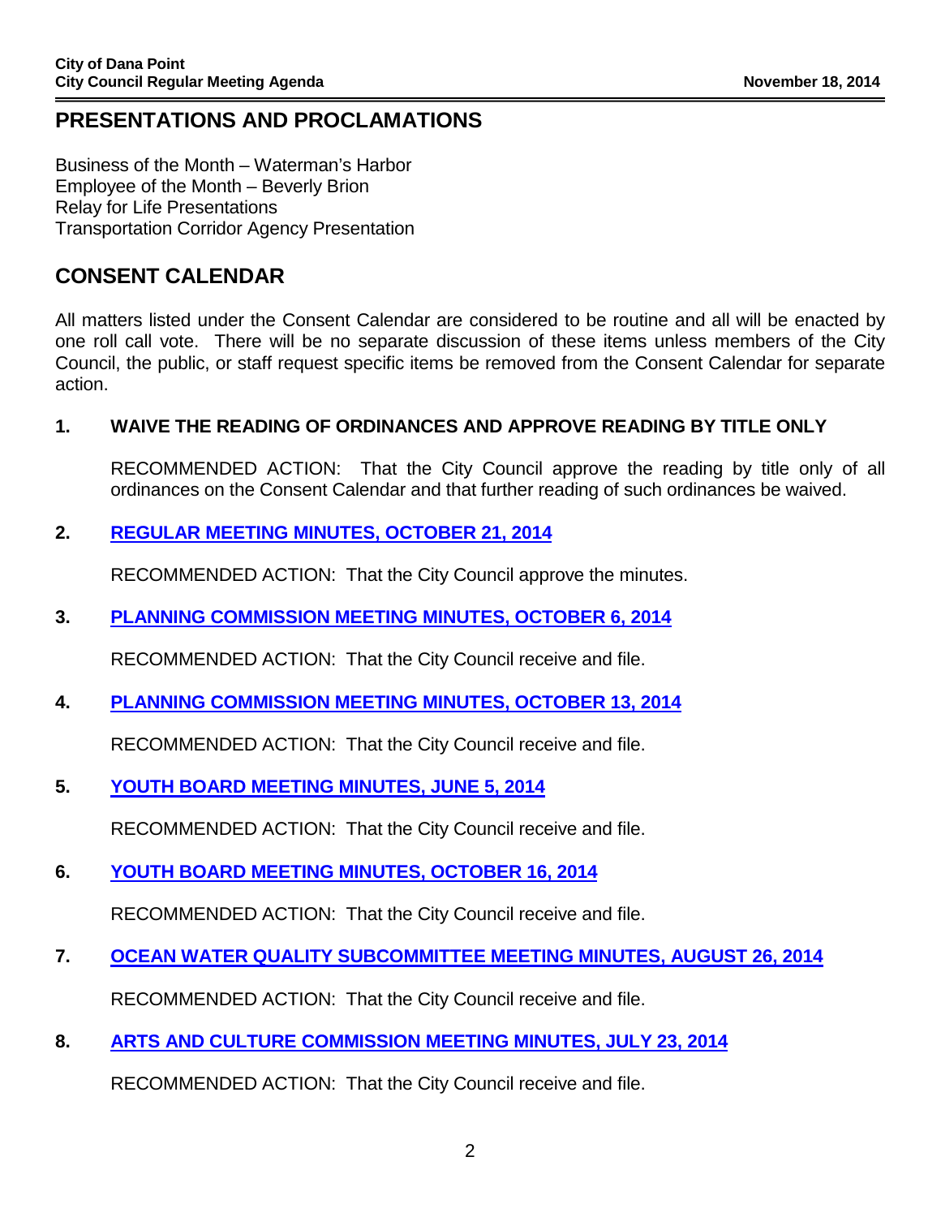## PRESENTATIONS AND PROCLAMATIONS

Business of the Month – Waterman's Harbor
Employee of the Month – Beverly Brion
Relay for Life Presentations
Transportation Corridor Agency Presentation

## CONSENT CALENDAR

All matters listed under the Consent Calendar are considered to be routine and all will be enacted by one roll call vote. There will be no separate discussion of these items unless members of the City Council, the public, or staff request specific items be removed from the Consent Calendar for separate action.

**1. WAIVE THE READING OF ORDINANCES AND APPROVE READING BY TITLE ONLY**

RECOMMENDED ACTION: That the City Council approve the reading by title only of all ordinances on the Consent Calendar and that further reading of such ordinances be waived.

**2. REGULAR MEETING MINUTES, OCTOBER 21, 2014**

RECOMMENDED ACTION: That the City Council approve the minutes.

**3. PLANNING COMMISSION MEETING MINUTES, OCTOBER 6, 2014**

RECOMMENDED ACTION: That the City Council receive and file.

**4. PLANNING COMMISSION MEETING MINUTES, OCTOBER 13, 2014**

RECOMMENDED ACTION: That the City Council receive and file.

**5. YOUTH BOARD MEETING MINUTES, JUNE 5, 2014**

RECOMMENDED ACTION: That the City Council receive and file.

**6. YOUTH BOARD MEETING MINUTES, OCTOBER 16, 2014**

RECOMMENDED ACTION: That the City Council receive and file.

**7. OCEAN WATER QUALITY SUBCOMMITTEE MEETING MINUTES, AUGUST 26, 2014**

RECOMMENDED ACTION: That the City Council receive and file.

**8. ARTS AND CULTURE COMMISSION MEETING MINUTES, JULY 23, 2014**

RECOMMENDED ACTION: That the City Council receive and file.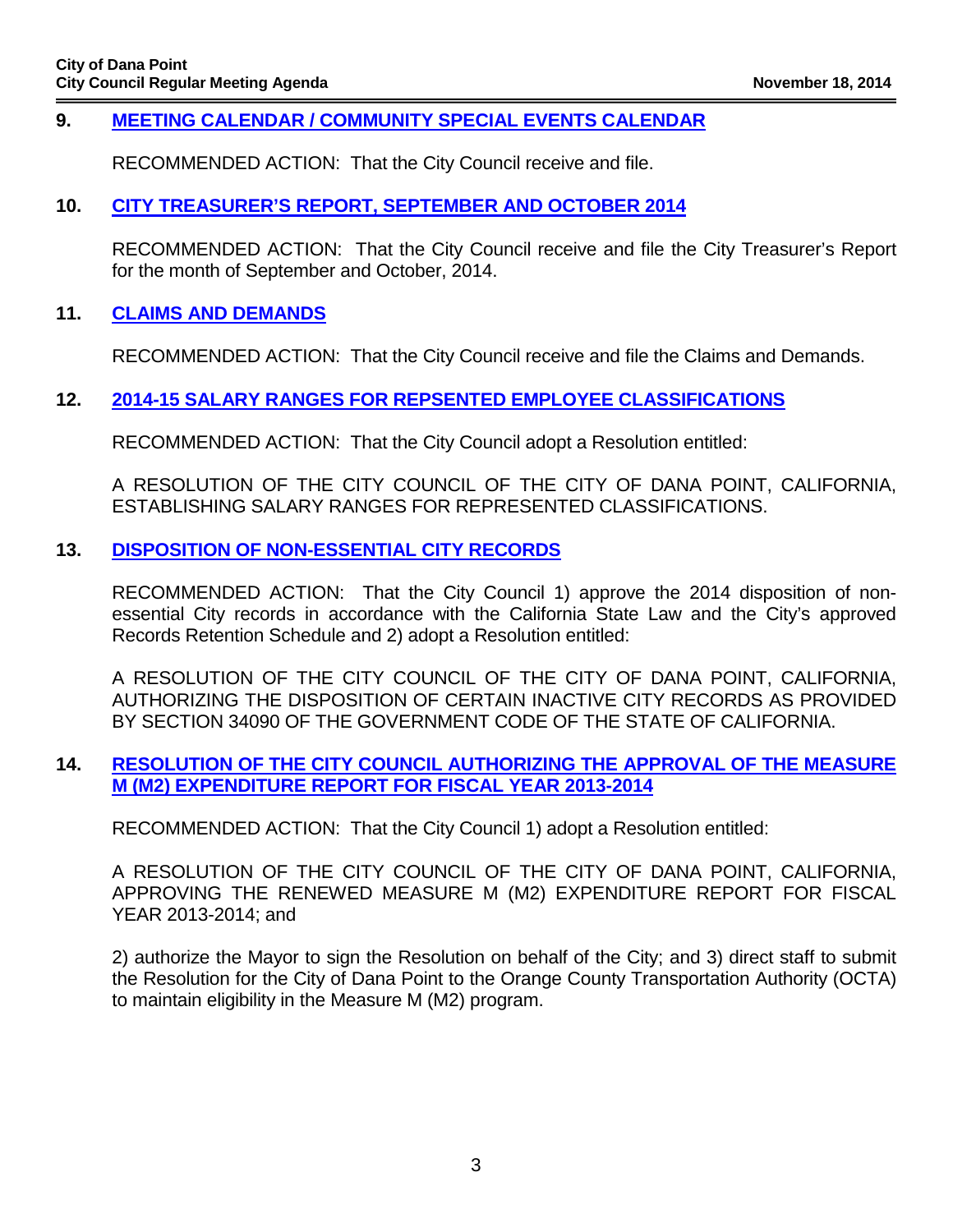**9. MEETING CALENDAR / COMMUNITY SPECIAL EVENTS CALENDAR**

RECOMMENDED ACTION: That the City Council receive and file.

**10. CITY TREASURER'S REPORT, SEPTEMBER AND OCTOBER 2014**

RECOMMENDED ACTION: That the City Council receive and file the City Treasurer's Report for the month of September and October, 2014.

**11. CLAIMS AND DEMANDS**

RECOMMENDED ACTION: That the City Council receive and file the Claims and Demands.

**12. 2014-15 SALARY RANGES FOR REPSENTED EMPLOYEE CLASSIFICATIONS**

RECOMMENDED ACTION: That the City Council adopt a Resolution entitled:

A RESOLUTION OF THE CITY COUNCIL OF THE CITY OF DANA POINT, CALIFORNIA, ESTABLISHING SALARY RANGES FOR REPRESENTED CLASSIFICATIONS.

**13. DISPOSITION OF NON-ESSENTIAL CITY RECORDS**

RECOMMENDED ACTION: That the City Council 1) approve the 2014 disposition of non-essential City records in accordance with the California State Law and the City's approved Records Retention Schedule and 2) adopt a Resolution entitled:

A RESOLUTION OF THE CITY COUNCIL OF THE CITY OF DANA POINT, CALIFORNIA, AUTHORIZING THE DISPOSITION OF CERTAIN INACTIVE CITY RECORDS AS PROVIDED BY SECTION 34090 OF THE GOVERNMENT CODE OF THE STATE OF CALIFORNIA.

**14. RESOLUTION OF THE CITY COUNCIL AUTHORIZING THE APPROVAL OF THE MEASURE M (M2) EXPENDITURE REPORT FOR FISCAL YEAR 2013-2014**

RECOMMENDED ACTION: That the City Council 1) adopt a Resolution entitled:

A RESOLUTION OF THE CITY COUNCIL OF THE CITY OF DANA POINT, CALIFORNIA, APPROVING THE RENEWED MEASURE M (M2) EXPENDITURE REPORT FOR FISCAL YEAR 2013-2014; and

2) authorize the Mayor to sign the Resolution on behalf of the City; and 3) direct staff to submit the Resolution for the City of Dana Point to the Orange County Transportation Authority (OCTA) to maintain eligibility in the Measure M (M2) program.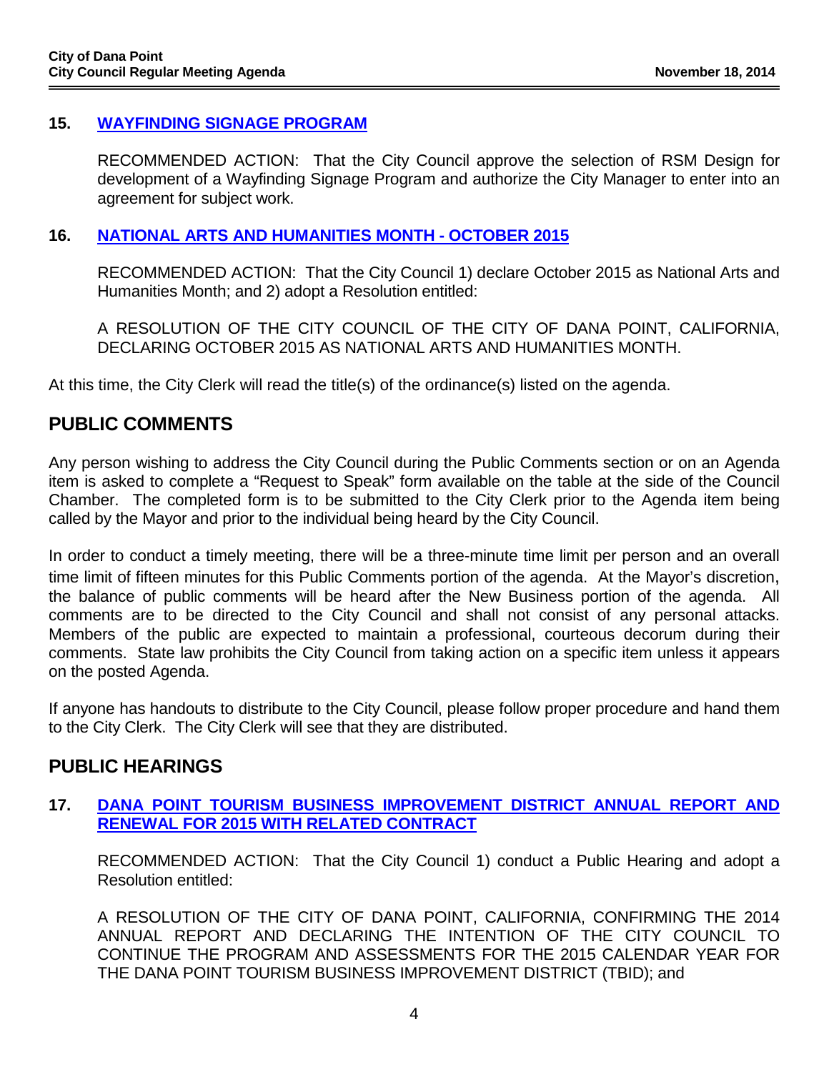### 15. WAYFINDING SIGNAGE PROGRAM

RECOMMENDED ACTION: That the City Council approve the selection of RSM Design for development of a Wayfinding Signage Program and authorize the City Manager to enter into an agreement for subject work.

### 16. NATIONAL ARTS AND HUMANITIES MONTH - OCTOBER 2015

RECOMMENDED ACTION: That the City Council 1) declare October 2015 as National Arts and Humanities Month; and 2) adopt a Resolution entitled:

A RESOLUTION OF THE CITY COUNCIL OF THE CITY OF DANA POINT, CALIFORNIA, DECLARING OCTOBER 2015 AS NATIONAL ARTS AND HUMANITIES MONTH.

At this time, the City Clerk will read the title(s) of the ordinance(s) listed on the agenda.

## PUBLIC COMMENTS

Any person wishing to address the City Council during the Public Comments section or on an Agenda item is asked to complete a "Request to Speak" form available on the table at the side of the Council Chamber. The completed form is to be submitted to the City Clerk prior to the Agenda item being called by the Mayor and prior to the individual being heard by the City Council.

In order to conduct a timely meeting, there will be a three-minute time limit per person and an overall time limit of fifteen minutes for this Public Comments portion of the agenda. At the Mayor's discretion, the balance of public comments will be heard after the New Business portion of the agenda. All comments are to be directed to the City Council and shall not consist of any personal attacks. Members of the public are expected to maintain a professional, courteous decorum during their comments. State law prohibits the City Council from taking action on a specific item unless it appears on the posted Agenda.

If anyone has handouts to distribute to the City Council, please follow proper procedure and hand them to the City Clerk. The City Clerk will see that they are distributed.

## PUBLIC HEARINGS

### 17. DANA POINT TOURISM BUSINESS IMPROVEMENT DISTRICT ANNUAL REPORT AND RENEWAL FOR 2015 WITH RELATED CONTRACT

RECOMMENDED ACTION: That the City Council 1) conduct a Public Hearing and adopt a Resolution entitled:

A RESOLUTION OF THE CITY OF DANA POINT, CALIFORNIA, CONFIRMING THE 2014 ANNUAL REPORT AND DECLARING THE INTENTION OF THE CITY COUNCIL TO CONTINUE THE PROGRAM AND ASSESSMENTS FOR THE 2015 CALENDAR YEAR FOR THE DANA POINT TOURISM BUSINESS IMPROVEMENT DISTRICT (TBID); and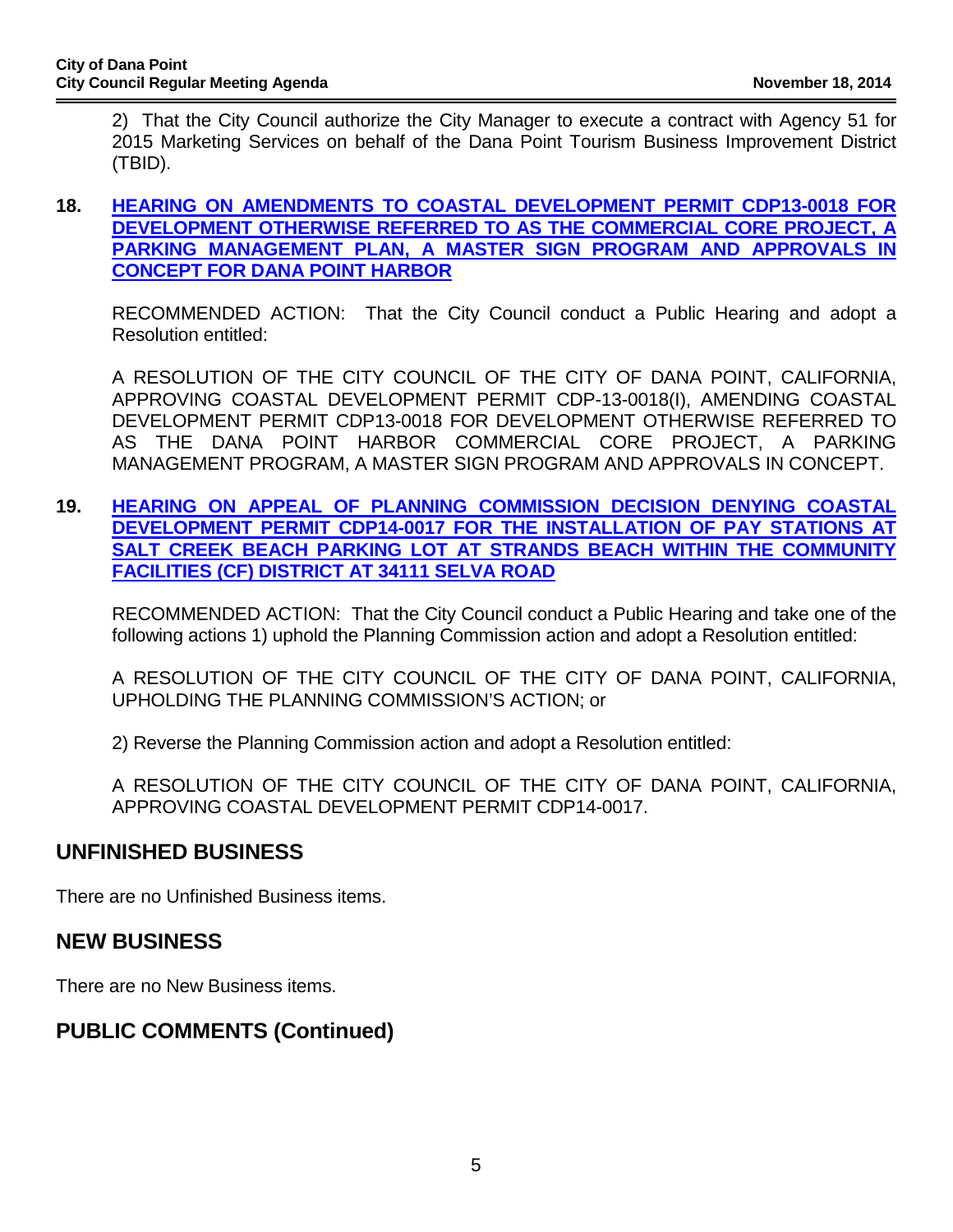2) That the City Council authorize the City Manager to execute a contract with Agency 51 for 2015 Marketing Services on behalf of the Dana Point Tourism Business Improvement District (TBID).

**18. HEARING ON AMENDMENTS TO COASTAL DEVELOPMENT PERMIT CDP13-0018 FOR DEVELOPMENT OTHERWISE REFERRED TO AS THE COMMERCIAL CORE PROJECT, A PARKING MANAGEMENT PLAN, A MASTER SIGN PROGRAM AND APPROVALS IN CONCEPT FOR DANA POINT HARBOR**

RECOMMENDED ACTION: That the City Council conduct a Public Hearing and adopt a Resolution entitled:

A RESOLUTION OF THE CITY COUNCIL OF THE CITY OF DANA POINT, CALIFORNIA, APPROVING COASTAL DEVELOPMENT PERMIT CDP-13-0018(I), AMENDING COASTAL DEVELOPMENT PERMIT CDP13-0018 FOR DEVELOPMENT OTHERWISE REFERRED TO AS THE DANA POINT HARBOR COMMERCIAL CORE PROJECT, A PARKING MANAGEMENT PROGRAM, A MASTER SIGN PROGRAM AND APPROVALS IN CONCEPT.

**19. HEARING ON APPEAL OF PLANNING COMMISSION DECISION DENYING COASTAL DEVELOPMENT PERMIT CDP14-0017 FOR THE INSTALLATION OF PAY STATIONS AT SALT CREEK BEACH PARKING LOT AT STRANDS BEACH WITHIN THE COMMUNITY FACILITIES (CF) DISTRICT AT 34111 SELVA ROAD**

RECOMMENDED ACTION: That the City Council conduct a Public Hearing and take one of the following actions 1) uphold the Planning Commission action and adopt a Resolution entitled:

A RESOLUTION OF THE CITY COUNCIL OF THE CITY OF DANA POINT, CALIFORNIA, UPHOLDING THE PLANNING COMMISSION'S ACTION; or

2) Reverse the Planning Commission action and adopt a Resolution entitled:

A RESOLUTION OF THE CITY COUNCIL OF THE CITY OF DANA POINT, CALIFORNIA, APPROVING COASTAL DEVELOPMENT PERMIT CDP14-0017.

## UNFINISHED BUSINESS

There are no Unfinished Business items.

## NEW BUSINESS

There are no New Business items.

## PUBLIC COMMENTS (Continued)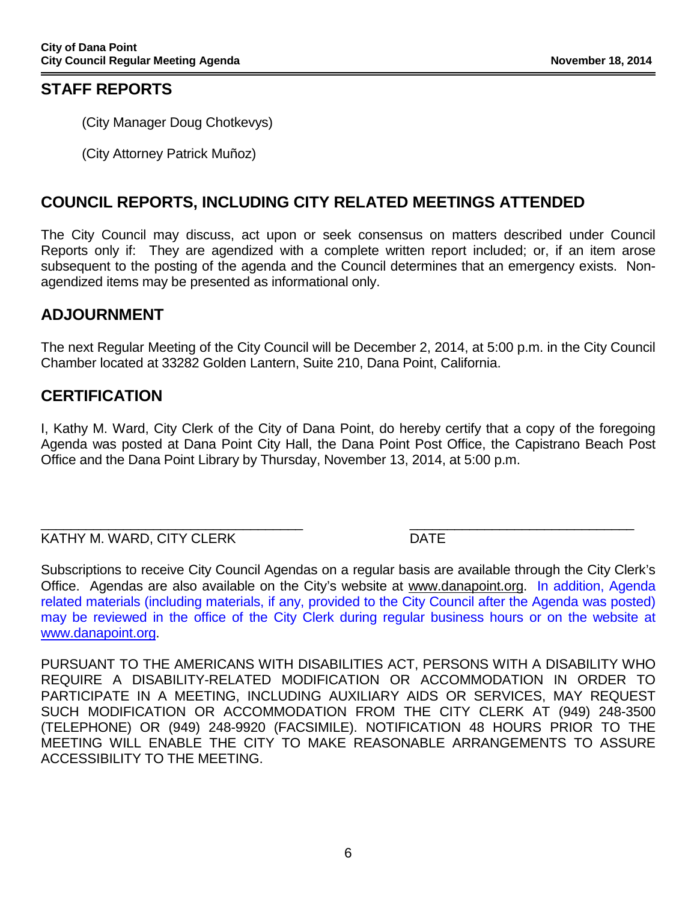## STAFF REPORTS

(City Manager Doug Chotkevys)

(City Attorney Patrick Muñoz)

## COUNCIL REPORTS, INCLUDING CITY RELATED MEETINGS ATTENDED

The City Council may discuss, act upon or seek consensus on matters described under Council Reports only if: They are agendized with a complete written report included; or, if an item arose subsequent to the posting of the agenda and the Council determines that an emergency exists. Non-agendized items may be presented as informational only.

## ADJOURNMENT

The next Regular Meeting of the City Council will be December 2, 2014, at 5:00 p.m. in the City Council Chamber located at 33282 Golden Lantern, Suite 210, Dana Point, California.

## CERTIFICATION

I, Kathy M. Ward, City Clerk of the City of Dana Point, do hereby certify that a copy of the foregoing Agenda was posted at Dana Point City Hall, the Dana Point Post Office, the Capistrano Beach Post Office and the Dana Point Library by Thursday, November 13, 2014, at 5:00 p.m.

\_\_\_\_\_\_\_\_\_\_\_\_\_\_\_\_\_\_\_\_\_\_\_\_\_\_\_\_\_\_\_\_\_\_\_\_ \_\_\_\_\_\_\_\_\_\_\_\_\_\_\_\_\_\_\_\_\_\_\_\_\_\_\_\_\_\_\_\_
KATHY M. WARD, CITY CLERK DATE

Subscriptions to receive City Council Agendas on a regular basis are available through the City Clerk's Office. Agendas are also available on the City's website at www.danapoint.org. In addition, Agenda related materials (including materials, if any, provided to the City Council after the Agenda was posted) may be reviewed in the office of the City Clerk during regular business hours or on the website at www.danapoint.org.

PURSUANT TO THE AMERICANS WITH DISABILITIES ACT, PERSONS WITH A DISABILITY WHO REQUIRE A DISABILITY-RELATED MODIFICATION OR ACCOMMODATION IN ORDER TO PARTICIPATE IN A MEETING, INCLUDING AUXILIARY AIDS OR SERVICES, MAY REQUEST SUCH MODIFICATION OR ACCOMMODATION FROM THE CITY CLERK AT (949) 248-3500 (TELEPHONE) OR (949) 248-9920 (FACSIMILE). NOTIFICATION 48 HOURS PRIOR TO THE MEETING WILL ENABLE THE CITY TO MAKE REASONABLE ARRANGEMENTS TO ASSURE ACCESSIBILITY TO THE MEETING.